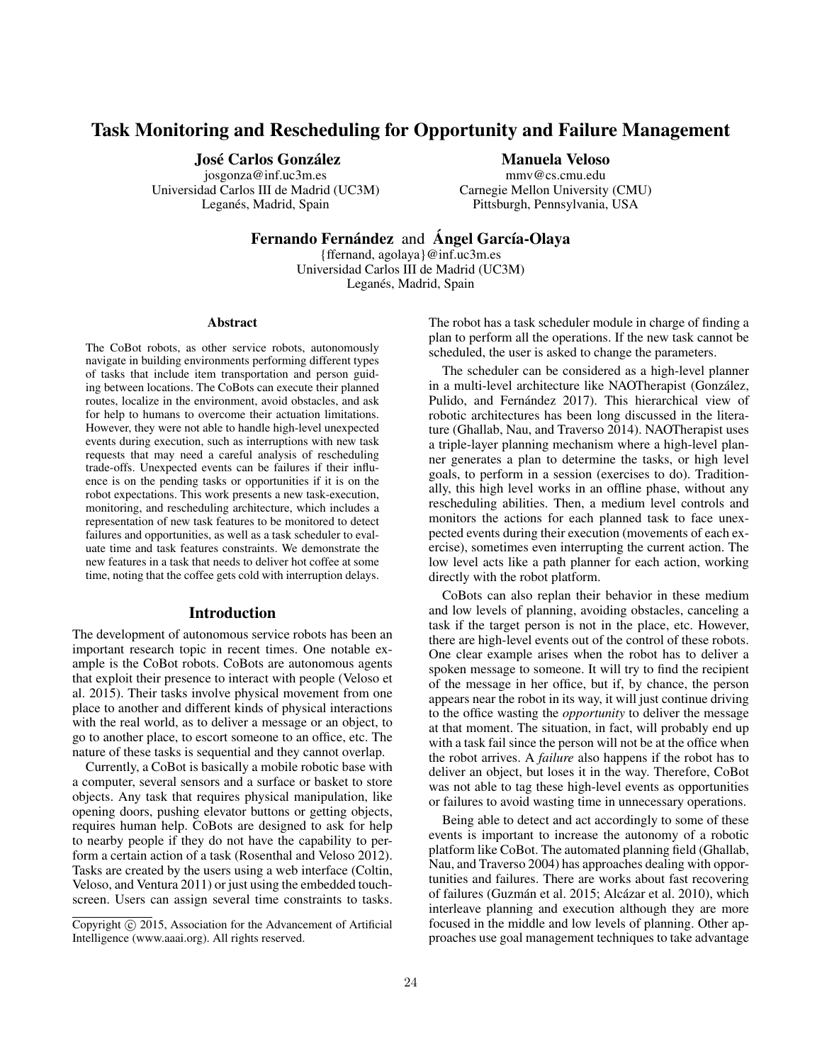# Task Monitoring and Rescheduling for Opportunity and Failure Management

**José Carlos González**
josgonza@inf.uc3m.es
Universidad Carlos III de Madrid (UC3M)
Leganés, Madrid, Spain

**Manuela Veloso**
mmv@cs.cmu.edu
Carnegie Mellon University (CMU)
Pittsburgh, Pennsylvania, USA

**Fernando Fernández** and **Ángel García-Olaya**
{ffernand, agolaya}@inf.uc3m.es
Universidad Carlos III de Madrid (UC3M)
Leganés, Madrid, Spain

## Abstract

The CoBot robots, as other service robots, autonomously navigate in building environments performing different types of tasks that include item transportation and person guiding between locations. The CoBots can execute their planned routes, localize in the environment, avoid obstacles, and ask for help to humans to overcome their actuation limitations. However, they were not able to handle high-level unexpected events during execution, such as interruptions with new task requests that may need a careful analysis of rescheduling trade-offs. Unexpected events can be failures if their influence is on the pending tasks or opportunities if it is on the robot expectations. This work presents a new task-execution, monitoring, and rescheduling architecture, which includes a representation of new task features to be monitored to detect failures and opportunities, as well as a task scheduler to evaluate time and task features constraints. We demonstrate the new features in a task that needs to deliver hot coffee at some time, noting that the coffee gets cold with interruption delays.

## Introduction

The development of autonomous service robots has been an important research topic in recent times. One notable example is the CoBot robots. CoBots are autonomous agents that exploit their presence to interact with people (Veloso et al. 2015). Their tasks involve physical movement from one place to another and different kinds of physical interactions with the real world, as to deliver a message or an object, to go to another place, to escort someone to an office, etc. The nature of these tasks is sequential and they cannot overlap.

Currently, a CoBot is basically a mobile robotic base with a computer, several sensors and a surface or basket to store objects. Any task that requires physical manipulation, like opening doors, pushing elevator buttons or getting objects, requires human help. CoBots are designed to ask for help to nearby people if they do not have the capability to perform a certain action of a task (Rosenthal and Veloso 2012). Tasks are created by the users using a web interface (Coltin, Veloso, and Ventura 2011) or just using the embedded touchscreen. Users can assign several time constraints to tasks. The robot has a task scheduler module in charge of finding a plan to perform all the operations. If the new task cannot be scheduled, the user is asked to change the parameters.

The scheduler can be considered as a high-level planner in a multi-level architecture like NAOTherapist (González, Pulido, and Fernández 2017). This hierarchical view of robotic architectures has been long discussed in the literature (Ghallab, Nau, and Traverso 2014). NAOTherapist uses a triple-layer planning mechanism where a high-level planner generates a plan to determine the tasks, or high level goals, to perform in a session (exercises to do). Traditionally, this high level works in an offline phase, without any rescheduling abilities. Then, a medium level controls and monitors the actions for each planned task to face unexpected events during their execution (movements of each exercise), sometimes even interrupting the current action. The low level acts like a path planner for each action, working directly with the robot platform.

CoBots can also replan their behavior in these medium and low levels of planning, avoiding obstacles, canceling a task if the target person is not in the place, etc. However, there are high-level events out of the control of these robots. One clear example arises when the robot has to deliver a spoken message to someone. It will try to find the recipient of the message in her office, but if, by chance, the person appears near the robot in its way, it will just continue driving to the office wasting the *opportunity* to deliver the message at that moment. The situation, in fact, will probably end up with a task fail since the person will not be at the office when the robot arrives. A *failure* also happens if the robot has to deliver an object, but loses it in the way. Therefore, CoBot was not able to tag these high-level events as opportunities or failures to avoid wasting time in unnecessary operations.

Being able to detect and act accordingly to some of these events is important to increase the autonomy of a robotic platform like CoBot. The automated planning field (Ghallab, Nau, and Traverso 2004) has approaches dealing with opportunities and failures. There are works about fast recovering of failures (Guzmán et al. 2015; Alcázar et al. 2010), which interleave planning and execution although they are more focused in the middle and low levels of planning. Other approaches use goal management techniques to take advantage

Copyright © 2015, Association for the Advancement of Artificial Intelligence (www.aaai.org). All rights reserved.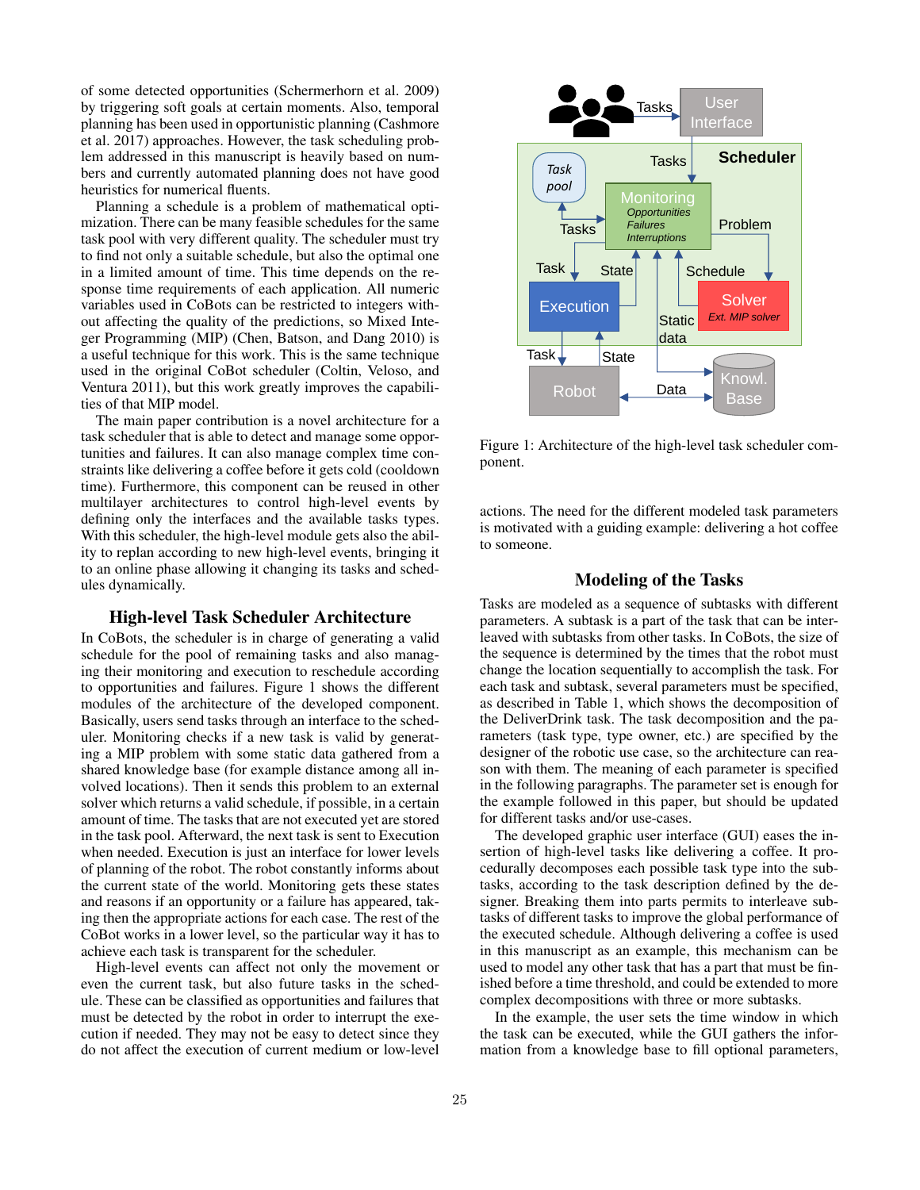of some detected opportunities (Schermerhorn et al. 2009) by triggering soft goals at certain moments. Also, temporal planning has been used in opportunistic planning (Cashmore et al. 2017) approaches. However, the task scheduling problem addressed in this manuscript is heavily based on numbers and currently automated planning does not have good heuristics for numerical fluents.

Planning a schedule is a problem of mathematical optimization. There can be many feasible schedules for the same task pool with very different quality. The scheduler must try to find not only a suitable schedule, but also the optimal one in a limited amount of time. This time depends on the response time requirements of each application. All numeric variables used in CoBots can be restricted to integers without affecting the quality of the predictions, so Mixed Integer Programming (MIP) (Chen, Batson, and Dang 2010) is a useful technique for this work. This is the same technique used in the original CoBot scheduler (Coltin, Veloso, and Ventura 2011), but this work greatly improves the capabilities of that MIP model.

The main paper contribution is a novel architecture for a task scheduler that is able to detect and manage some opportunities and failures. It can also manage complex time constraints like delivering a coffee before it gets cold (cooldown time). Furthermore, this component can be reused in other multilayer architectures to control high-level events by defining only the interfaces and the available tasks types. With this scheduler, the high-level module gets also the ability to replan according to new high-level events, bringing it to an online phase allowing it changing its tasks and schedules dynamically.

## High-level Task Scheduler Architecture

In CoBots, the scheduler is in charge of generating a valid schedule for the pool of remaining tasks and also managing their monitoring and execution to reschedule according to opportunities and failures. Figure 1 shows the different modules of the architecture of the developed component. Basically, users send tasks through an interface to the scheduler. Monitoring checks if a new task is valid by generating a MIP problem with some static data gathered from a shared knowledge base (for example distance among all involved locations). Then it sends this problem to an external solver which returns a valid schedule, if possible, in a certain amount of time. The tasks that are not executed yet are stored in the task pool. Afterward, the next task is sent to Execution when needed. Execution is just an interface for lower levels of planning of the robot. The robot constantly informs about the current state of the world. Monitoring gets these states and reasons if an opportunity or a failure has appeared, taking then the appropriate actions for each case. The rest of the CoBot works in a lower level, so the particular way it has to achieve each task is transparent for the scheduler.

High-level events can affect not only the movement or even the current task, but also future tasks in the schedule. These can be classified as opportunities and failures that must be detected by the robot in order to interrupt the execution if needed. They may not be easy to detect since they do not affect the execution of current medium or low-level

Figure 1: Architecture of the high-level task scheduler component.

actions. The need for the different modeled task parameters is motivated with a guiding example: delivering a hot coffee to someone.

## Modeling of the Tasks

Tasks are modeled as a sequence of subtasks with different parameters. A subtask is a part of the task that can be interleaved with subtasks from other tasks. In CoBots, the size of the sequence is determined by the times that the robot must change the location sequentially to accomplish the task. For each task and subtask, several parameters must be specified, as described in Table 1, which shows the decomposition of the DeliverDrink task. The task decomposition and the parameters (task type, type owner, etc.) are specified by the designer of the robotic use case, so the architecture can reason with them. The meaning of each parameter is specified in the following paragraphs. The parameter set is enough for the example followed in this paper, but should be updated for different tasks and/or use-cases.

The developed graphic user interface (GUI) eases the insertion of high-level tasks like delivering a coffee. It procedurally decomposes each possible task type into the subtasks, according to the task description defined by the designer. Breaking them into parts permits to interleave subtasks of different tasks to improve the global performance of the executed schedule. Although delivering a coffee is used in this manuscript as an example, this mechanism can be used to model any other task that has a part that must be finished before a time threshold, and could be extended to more complex decompositions with three or more subtasks.

In the example, the user sets the time window in which the task can be executed, while the GUI gathers the information from a knowledge base to fill optional parameters,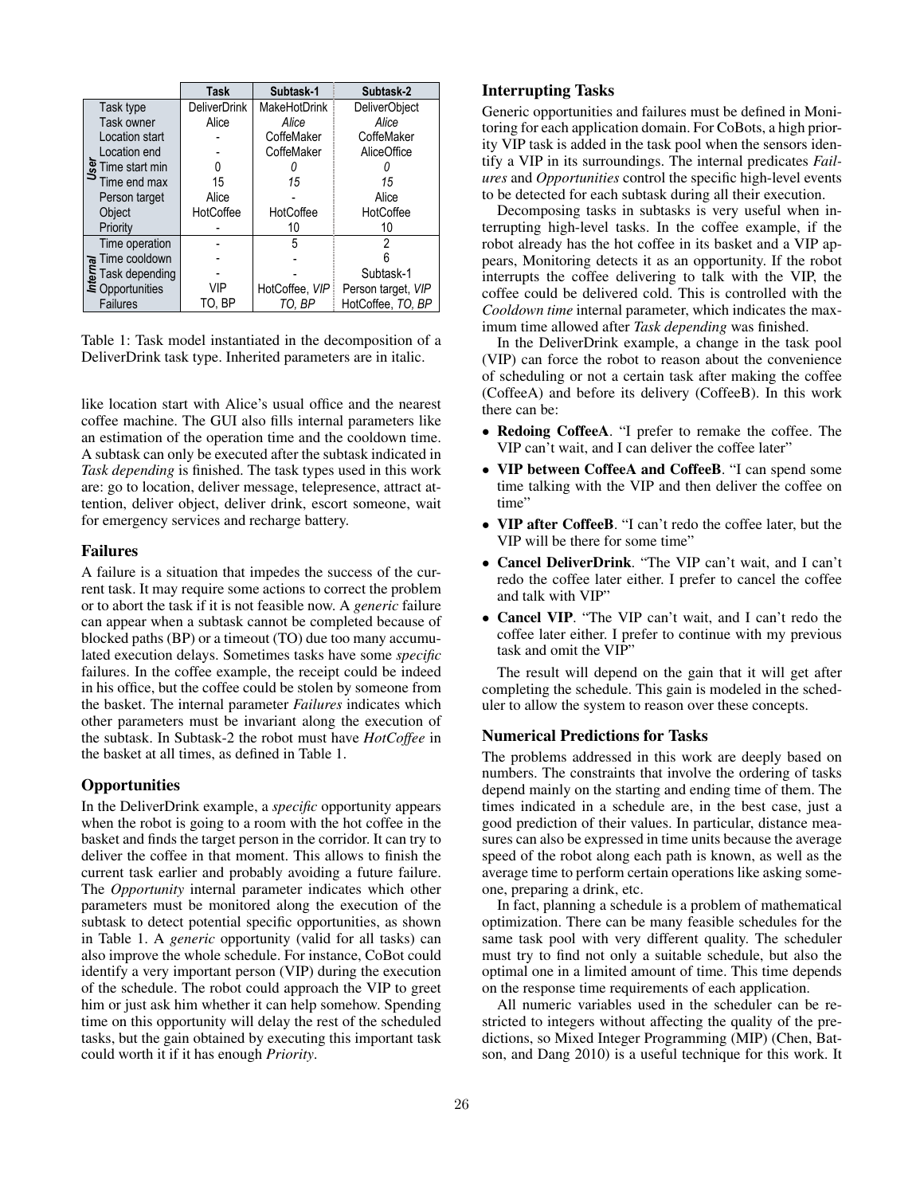| | | Task | Subtask-1 | Subtask-2 |
|---|---|---|---|---|
| User | Task type | DeliverDrink | MakeHotDrink | DeliverObject |
| | Task owner | Alice | *Alice* | *Alice* |
| | Location start | - | CoffeMaker | CoffeMaker |
| | Location end | - | CoffeMaker | AliceOffice |
| | Time start min | 0 | *0* | *0* |
| | Time end max | 15 | *15* | *15* |
| | Person target | Alice | - | Alice |
| | Object | HotCoffee | HotCoffee | HotCoffee |
| | Priority | - | 10 | 10 |
| Internal | Time operation | - | 5 | 2 |
| | Time cooldown | - | - | 6 |
| | Task depending | - | - | Subtask-1 |
| | Opportunities | VIP | HotCoffee, *VIP* | Person target, *VIP* |
| | Failures | TO, BP | *TO, BP* | HotCoffee, *TO, BP* |

Table 1: Task model instantiated in the decomposition of a DeliverDrink task type. Inherited parameters are in italic.

like location start with Alice's usual office and the nearest coffee machine. The GUI also fills internal parameters like an estimation of the operation time and the cooldown time. A subtask can only be executed after the subtask indicated in *Task depending* is finished. The task types used in this work are: go to location, deliver message, telepresence, attract attention, deliver object, deliver drink, escort someone, wait for emergency services and recharge battery.

## Failures

A failure is a situation that impedes the success of the current task. It may require some actions to correct the problem or to abort the task if it is not feasible now. A *generic* failure can appear when a subtask cannot be completed because of blocked paths (BP) or a timeout (TO) due too many accumulated execution delays. Sometimes tasks have some *specific* failures. In the coffee example, the receipt could be indeed in his office, but the coffee could be stolen by someone from the basket. The internal parameter *Failures* indicates which other parameters must be invariant along the execution of the subtask. In Subtask-2 the robot must have *HotCoffee* in the basket at all times, as defined in Table 1.

## Opportunities

In the DeliverDrink example, a *specific* opportunity appears when the robot is going to a room with the hot coffee in the basket and finds the target person in the corridor. It can try to deliver the coffee in that moment. This allows to finish the current task earlier and probably avoiding a future failure. The *Opportunity* internal parameter indicates which other parameters must be monitored along the execution of the subtask to detect potential specific opportunities, as shown in Table 1. A *generic* opportunity (valid for all tasks) can also improve the whole schedule. For instance, CoBot could identify a very important person (VIP) during the execution of the schedule. The robot could approach the VIP to greet him or just ask him whether it can help somehow. Spending time on this opportunity will delay the rest of the scheduled tasks, but the gain obtained by executing this important task could worth it if it has enough *Priority*.

## Interrupting Tasks

Generic opportunities and failures must be defined in Monitoring for each application domain. For CoBots, a high priority VIP task is added in the task pool when the sensors identify a VIP in its surroundings. The internal predicates *Failures* and *Opportunities* control the specific high-level events to be detected for each subtask during all their execution.

Decomposing tasks in subtasks is very useful when interrupting high-level tasks. In the coffee example, if the robot already has the hot coffee in its basket and a VIP appears, Monitoring detects it as an opportunity. If the robot interrupts the coffee delivering to talk with the VIP, the coffee could be delivered cold. This is controlled with the *Cooldown time* internal parameter, which indicates the maximum time allowed after *Task depending* was finished.

In the DeliverDrink example, a change in the task pool (VIP) can force the robot to reason about the convenience of scheduling or not a certain task after making the coffee (CoffeeA) and before its delivery (CoffeeB). In this work there can be:

- **Redoing CoffeeA**. "I prefer to remake the coffee. The VIP can't wait, and I can deliver the coffee later"
- **VIP between CoffeeA and CoffeeB**. "I can spend some time talking with the VIP and then deliver the coffee on time"
- **VIP after CoffeeB**. "I can't redo the coffee later, but the VIP will be there for some time"
- **Cancel DeliverDrink**. "The VIP can't wait, and I can't redo the coffee later either. I prefer to cancel the coffee and talk with VIP"
- **Cancel VIP**. "The VIP can't wait, and I can't redo the coffee later either. I prefer to continue with my previous task and omit the VIP"

The result will depend on the gain that it will get after completing the schedule. This gain is modeled in the scheduler to allow the system to reason over these concepts.

## Numerical Predictions for Tasks

The problems addressed in this work are deeply based on numbers. The constraints that involve the ordering of tasks depend mainly on the starting and ending time of them. The times indicated in a schedule are, in the best case, just a good prediction of their values. In particular, distance measures can also be expressed in time units because the average speed of the robot along each path is known, as well as the average time to perform certain operations like asking someone, preparing a drink, etc.

In fact, planning a schedule is a problem of mathematical optimization. There can be many feasible schedules for the same task pool with very different quality. The scheduler must try to find not only a suitable schedule, but also the optimal one in a limited amount of time. This time depends on the response time requirements of each application.

All numeric variables used in the scheduler can be restricted to integers without affecting the quality of the predictions, so Mixed Integer Programming (MIP) (Chen, Batson, and Dang 2010) is a useful technique for this work. It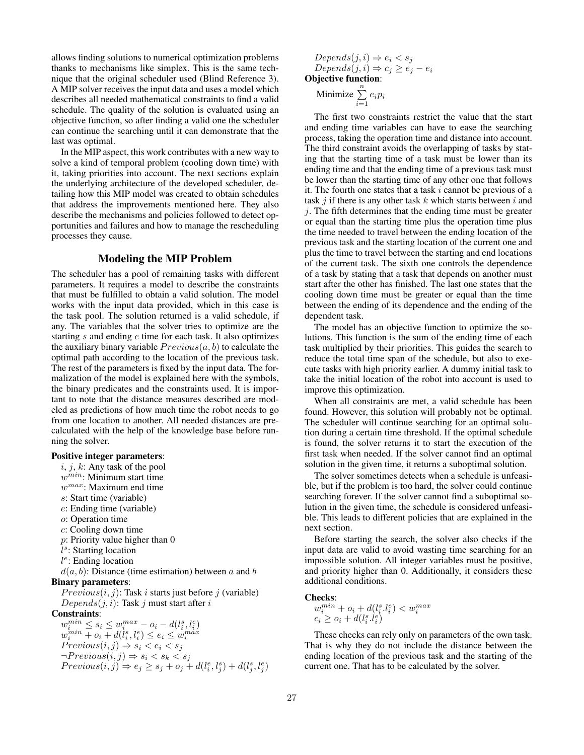allows finding solutions to numerical optimization problems thanks to mechanisms like simplex. This is the same technique that the original scheduler used (Blind Reference 3). A MIP solver receives the input data and uses a model which describes all needed mathematical constraints to find a valid schedule. The quality of the solution is evaluated using an objective function, so after finding a valid one the scheduler can continue the searching until it can demonstrate that the last was optimal.

In the MIP aspect, this work contributes with a new way to solve a kind of temporal problem (cooling down time) with it, taking priorities into account. The next sections explain the underlying architecture of the developed scheduler, detailing how this MIP model was created to obtain schedules that address the improvements mentioned here. They also describe the mechanisms and policies followed to detect opportunities and failures and how to manage the rescheduling processes they cause.

## Modeling the MIP Problem

The scheduler has a pool of remaining tasks with different parameters. It requires a model to describe the constraints that must be fulfilled to obtain a valid solution. The model works with the input data provided, which in this case is the task pool. The solution returned is a valid schedule, if any. The variables that the solver tries to optimize are the starting $s$ and ending $e$ time for each task. It also optimizes the auxiliary binary variable $Previous(a, b)$ to calculate the optimal path according to the location of the previous task. The rest of the parameters is fixed by the input data. The formalization of the model is explained here with the symbols, the binary predicates and the constraints used. It is important to note that the distance measures described are modeled as predictions of how much time the robot needs to go from one location to another. All needed distances are precalculated with the help of the knowledge base before running the solver.

**Positive integer parameters**:

- $i$, $j$, $k$: Any task of the pool
- $w^{min}$: Minimum start time
- $w^{max}$: Maximum end time
- $s$: Start time (variable)
- $e$: Ending time (variable)
- $o$: Operation time
- $c$: Cooling down time
- $p$: Priority value higher than 0
- $l^s$: Starting location
- $l^e$: Ending location
- $d(a, b)$: Distance (time estimation) between $a$ and $b$

**Binary parameters**:

- $Previous(i, j)$: Task $i$ starts just before $j$ (variable)
- $Depends(j, i)$: Task $j$ must start after $i$

**Constraints**:

$$w_i^{min} \leq s_i \leq w_i^{max} - o_i - d(l_i^s, l_i^e)$$
$$w_i^{min} + o_i + d(l_i^s, l_i^e) \leq e_i \leq w_i^{max}$$
$$Previous(i, j) \Rightarrow s_i < e_i < s_j$$
$$\neg Previous(i, j) \Rightarrow s_i < s_k < s_j$$
$$Previous(i, j) \Rightarrow e_j \geq s_j + o_j + d(l_i^e, l_j^s) + d(l_j^s, l_j^e)$$
$$Depends(j, i) \Rightarrow e_i < s_j$$
$$Depends(j, i) \Rightarrow c_j \geq e_j - e_i$$

**Objective function**:

$$\text{Minimize} \sum_{i=1}^{n} e_i p_i$$

The first two constraints restrict the value that the start and ending time variables can have to ease the searching process, taking the operation time and distance into account. The third constraint avoids the overlapping of tasks by stating that the starting time of a task must be lower than its ending time and that the ending time of a previous task must be lower than the starting time of any other one that follows it. The fourth one states that a task $i$ cannot be previous of a task $j$ if there is any other task $k$ which starts between $i$ and $j$. The fifth determines that the ending time must be greater or equal than the starting time plus the operation time plus the time needed to travel between the ending location of the previous task and the starting location of the current one and plus the time to travel between the starting and end locations of the current task. The sixth one controls the dependence of a task by stating that a task that depends on another must start after the other has finished. The last one states that the cooling down time must be greater or equal than the time between the ending of its dependence and the ending of the dependent task.

The model has an objective function to optimize the solutions. This function is the sum of the ending time of each task multiplied by their priorities. This guides the search to reduce the total time span of the schedule, but also to execute tasks with high priority earlier. A dummy initial task to take the initial location of the robot into account is used to improve this optimization.

When all constraints are met, a valid schedule has been found. However, this solution will probably not be optimal. The scheduler will continue searching for an optimal solution during a certain time threshold. If the optimal schedule is found, the solver returns it to start the execution of the first task when needed. If the solver cannot find an optimal solution in the given time, it returns a suboptimal solution.

The solver sometimes detects when a schedule is unfeasible, but if the problem is too hard, the solver could continue searching forever. If the solver cannot find a suboptimal solution in the given time, the schedule is considered unfeasible. This leads to different policies that are explained in the next section.

Before starting the search, the solver also checks if the input data are valid to avoid wasting time searching for an impossible solution. All integer variables must be positive, and priority higher than 0. Additionally, it considers these additional conditions.

**Checks**:

$$w_i^{min} + o_i + d(l_i^s.l_i^e) < w_i^{max}$$
$$c_i \geq o_i + d(l_i^s.l_i^e)$$

These checks can rely only on parameters of the own task. That is why they do not include the distance between the ending location of the previous task and the starting of the current one. That has to be calculated by the solver.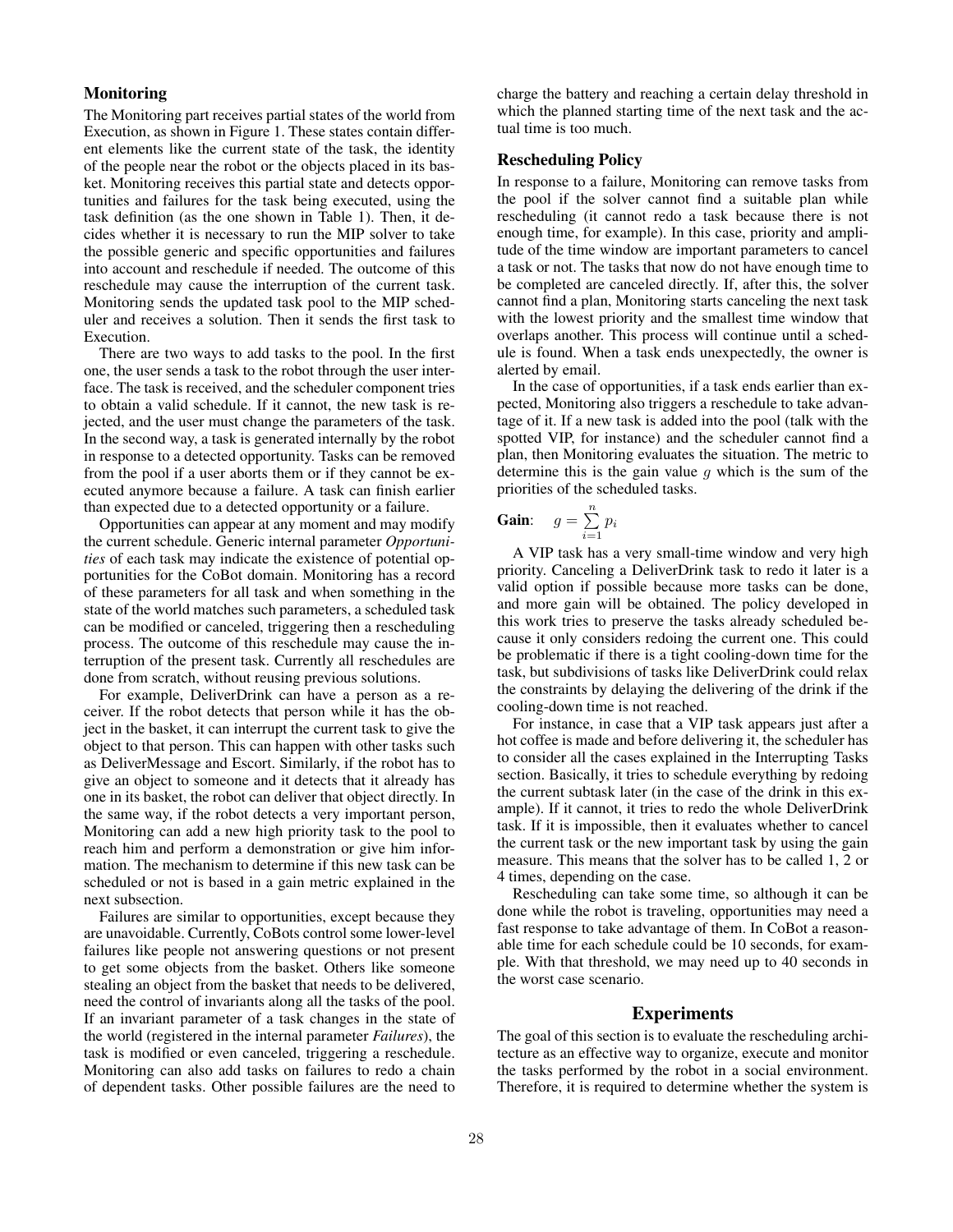### Monitoring

The Monitoring part receives partial states of the world from Execution, as shown in Figure 1. These states contain different elements like the current state of the task, the identity of the people near the robot or the objects placed in its basket. Monitoring receives this partial state and detects opportunities and failures for the task being executed, using the task definition (as the one shown in Table 1). Then, it decides whether it is necessary to run the MIP solver to take the possible generic and specific opportunities and failures into account and reschedule if needed. The outcome of this reschedule may cause the interruption of the current task. Monitoring sends the updated task pool to the MIP scheduler and receives a solution. Then it sends the first task to Execution.

There are two ways to add tasks to the pool. In the first one, the user sends a task to the robot through the user interface. The task is received, and the scheduler component tries to obtain a valid schedule. If it cannot, the new task is rejected, and the user must change the parameters of the task. In the second way, a task is generated internally by the robot in response to a detected opportunity. Tasks can be removed from the pool if a user aborts them or if they cannot be executed anymore because a failure. A task can finish earlier than expected due to a detected opportunity or a failure.

Opportunities can appear at any moment and may modify the current schedule. Generic internal parameter *Opportunities* of each task may indicate the existence of potential opportunities for the CoBot domain. Monitoring has a record of these parameters for all task and when something in the state of the world matches such parameters, a scheduled task can be modified or canceled, triggering then a rescheduling process. The outcome of this reschedule may cause the interruption of the present task. Currently all reschedules are done from scratch, without reusing previous solutions.

For example, DeliverDrink can have a person as a receiver. If the robot detects that person while it has the object in the basket, it can interrupt the current task to give the object to that person. This can happen with other tasks such as DeliverMessage and Escort. Similarly, if the robot has to give an object to someone and it detects that it already has one in its basket, the robot can deliver that object directly. In the same way, if the robot detects a very important person, Monitoring can add a new high priority task to the pool to reach him and perform a demonstration or give him information. The mechanism to determine if this new task can be scheduled or not is based in a gain metric explained in the next subsection.

Failures are similar to opportunities, except because they are unavoidable. Currently, CoBots control some lower-level failures like people not answering questions or not present to get some objects from the basket. Others like someone stealing an object from the basket that needs to be delivered, need the control of invariants along all the tasks of the pool. If an invariant parameter of a task changes in the state of the world (registered in the internal parameter *Failures*), the task is modified or even canceled, triggering a reschedule. Monitoring can also add tasks on failures to redo a chain of dependent tasks. Other possible failures are the need to charge the battery and reaching a certain delay threshold in which the planned starting time of the next task and the actual time is too much.

### Rescheduling Policy

In response to a failure, Monitoring can remove tasks from the pool if the solver cannot find a suitable plan while rescheduling (it cannot redo a task because there is not enough time, for example). In this case, priority and amplitude of the time window are important parameters to cancel a task or not. The tasks that now do not have enough time to be completed are canceled directly. If, after this, the solver cannot find a plan, Monitoring starts canceling the next task with the lowest priority and the smallest time window that overlaps another. This process will continue until a schedule is found. When a task ends unexpectedly, the owner is alerted by email.

In the case of opportunities, if a task ends earlier than expected, Monitoring also triggers a reschedule to take advantage of it. If a new task is added into the pool (talk with the spotted VIP, for instance) and the scheduler cannot find a plan, then Monitoring evaluates the situation. The metric to determine this is the gain value $g$ which is the sum of the priorities of the scheduled tasks.

**Gain**: $g = \sum_{i=1}^{n} p_i$

A VIP task has a very small-time window and very high priority. Canceling a DeliverDrink task to redo it later is a valid option if possible because more tasks can be done, and more gain will be obtained. The policy developed in this work tries to preserve the tasks already scheduled because it only considers redoing the current one. This could be problematic if there is a tight cooling-down time for the task, but subdivisions of tasks like DeliverDrink could relax the constraints by delaying the delivering of the drink if the cooling-down time is not reached.

For instance, in case that a VIP task appears just after a hot coffee is made and before delivering it, the scheduler has to consider all the cases explained in the Interrupting Tasks section. Basically, it tries to schedule everything by redoing the current subtask later (in the case of the drink in this example). If it cannot, it tries to redo the whole DeliverDrink task. If it is impossible, then it evaluates whether to cancel the current task or the new important task by using the gain measure. This means that the solver has to be called 1, 2 or 4 times, depending on the case.

Rescheduling can take some time, so although it can be done while the robot is traveling, opportunities may need a fast response to take advantage of them. In CoBot a reasonable time for each schedule could be 10 seconds, for example. With that threshold, we may need up to 40 seconds in the worst case scenario.

## Experiments

The goal of this section is to evaluate the rescheduling architecture as an effective way to organize, execute and monitor the tasks performed by the robot in a social environment. Therefore, it is required to determine whether the system is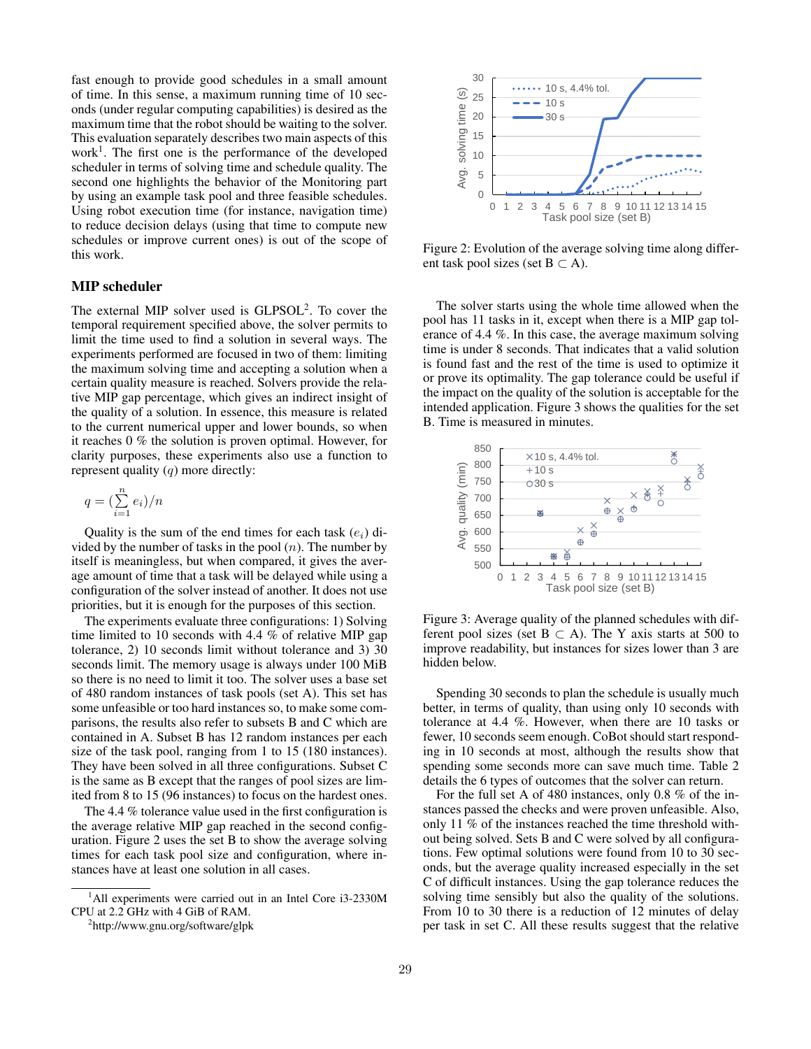fast enough to provide good schedules in a small amount of time. In this sense, a maximum running time of 10 seconds (under regular computing capabilities) is desired as the maximum time that the robot should be waiting to the solver. This evaluation separately describes two main aspects of this work[1]. The first one is the performance of the developed scheduler in terms of solving time and schedule quality. The second one highlights the behavior of the Monitoring part by using an example task pool and three feasible schedules. Using robot execution time (for instance, navigation time) to reduce decision delays (using that time to compute new schedules or improve current ones) is out of the scope of this work.

## MIP scheduler

The external MIP solver used is GLPSOL[2]. To cover the temporal requirement specified above, the solver permits to limit the time used to find a solution in several ways. The experiments performed are focused in two of them: limiting the maximum solving time and accepting a solution when a certain quality measure is reached. Solvers provide the relative MIP gap percentage, which gives an indirect insight of the quality of a solution. In essence, this measure is related to the current numerical upper and lower bounds, so when it reaches 0 % the solution is proven optimal. However, for clarity purposes, these experiments also use a function to represent quality ($q$) more directly:

$$q = (\sum_{i=1}^{n} e_i)/n$$

Quality is the sum of the end times for each task ($e_i$) divided by the number of tasks in the pool ($n$). The number by itself is meaningless, but when compared, it gives the average amount of time that a task will be delayed while using a configuration of the solver instead of another. It does not use priorities, but it is enough for the purposes of this section.

The experiments evaluate three configurations: 1) Solving time limited to 10 seconds with 4.4 % of relative MIP gap tolerance, 2) 10 seconds limit without tolerance and 3) 30 seconds limit. The memory usage is always under 100 MiB so there is no need to limit it too. The solver uses a base set of 480 random instances of task pools (set A). This set has some unfeasible or too hard instances so, to make some comparisons, the results also refer to subsets B and C which are contained in A. Subset B has 12 random instances per each size of the task pool, ranging from 1 to 15 (180 instances). They have been solved in all three configurations. Subset C is the same as B except that the ranges of pool sizes are limited from 8 to 15 (96 instances) to focus on the hardest ones.

The 4.4 % tolerance value used in the first configuration is the average relative MIP gap reached in the second configuration. Figure 2 uses the set B to show the average solving times for each task pool size and configuration, where instances have at least one solution in all cases.

[1] All experiments were carried out in an Intel Core i3-2330M CPU at 2.2 GHz with 4 GiB of RAM.

[2] http://www.gnu.org/software/glpk

Figure 2: Evolution of the average solving time along different task pool sizes (set B $\subset$ A).

The solver starts using the whole time allowed when the pool has 11 tasks in it, except when there is a MIP gap tolerance of 4.4 %. In this case, the average maximum solving time is under 8 seconds. That indicates that a valid solution is found fast and the rest of the time is used to optimize it or prove its optimality. The gap tolerance could be useful if the impact on the quality of the solution is acceptable for the intended application. Figure 3 shows the qualities for the set B. Time is measured in minutes.

Figure 3: Average quality of the planned schedules with different pool sizes (set B $\subset$ A). The Y axis starts at 500 to improve readability, but instances for sizes lower than 3 are hidden below.

Spending 30 seconds to plan the schedule is usually much better, in terms of quality, than using only 10 seconds with tolerance at 4.4 %. However, when there are 10 tasks or fewer, 10 seconds seem enough. CoBot should start responding in 10 seconds at most, although the results show that spending some seconds more can save much time. Table 2 details the 6 types of outcomes that the solver can return.

For the full set A of 480 instances, only 0.8 % of the instances passed the checks and were proven unfeasible. Also, only 11 % of the instances reached the time threshold without being solved. Sets B and C were solved by all configurations. Few optimal solutions were found from 10 to 30 seconds, but the average quality increased especially in the set C of difficult instances. Using the gap tolerance reduces the solving time sensibly but also the quality of the solutions. From 10 to 30 there is a reduction of 12 minutes of delay per task in set C. All these results suggest that the relative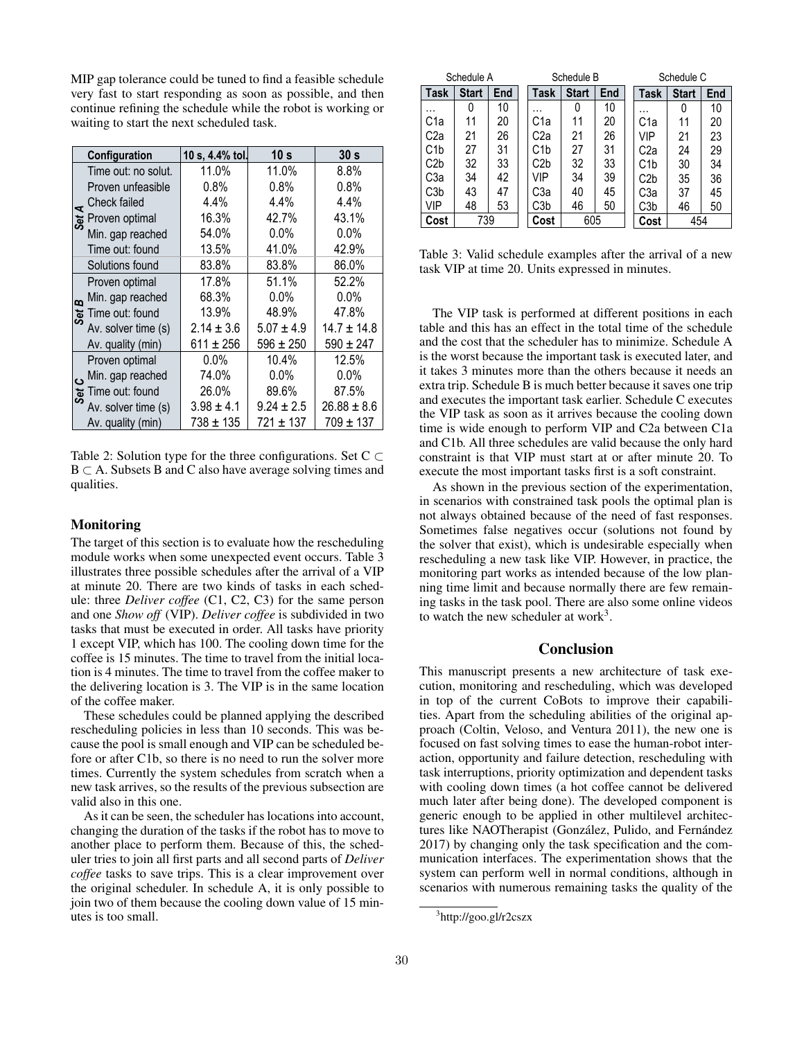MIP gap tolerance could be tuned to find a feasible schedule very fast to start responding as soon as possible, and then continue refining the schedule while the robot is working or waiting to start the next scheduled task.

| | Configuration | 10 s, 4.4% tol. | 10 s | 30 s |
|---|---|---|---|---|
| Set A | Time out: no solut. | 11.0% | 11.0% | 8.8% |
| | Proven unfeasible | 0.8% | 0.8% | 0.8% |
| | Check failed | 4.4% | 4.4% | 4.4% |
| | Proven optimal | 16.3% | 42.7% | 43.1% |
| | Min. gap reached | 54.0% | 0.0% | 0.0% |
| | Time out: found | 13.5% | 41.0% | 42.9% |
| | Solutions found | 83.8% | 83.8% | 86.0% |
| Set B | Proven optimal | 17.8% | 51.1% | 52.2% |
| | Min. gap reached | 68.3% | 0.0% | 0.0% |
| | Time out: found | 13.9% | 48.9% | 47.8% |
| | Av. solver time (s) | 2.14 ± 3.6 | 5.07 ± 4.9 | 14.7 ± 14.8 |
| | Av. quality (min) | 611 ± 256 | 596 ± 250 | 590 ± 247 |
| Set C | Proven optimal | 0.0% | 10.4% | 12.5% |
| | Min. gap reached | 74.0% | 0.0% | 0.0% |
| | Time out: found | 26.0% | 89.6% | 87.5% |
| | Av. solver time (s) | 3.98 ± 4.1 | 9.24 ± 2.5 | 26.88 ± 8.6 |
| | Av. quality (min) | 738 ± 135 | 721 ± 137 | 709 ± 137 |

Table 2: Solution type for the three configurations. Set C $\subset$ B $\subset$ A. Subsets B and C also have average solving times and qualities.

## Monitoring

The target of this section is to evaluate how the rescheduling module works when some unexpected event occurs. Table 3 illustrates three possible schedules after the arrival of a VIP at minute 20. There are two kinds of tasks in each schedule: three *Deliver coffee* (C1, C2, C3) for the same person and one *Show off* (VIP). *Deliver coffee* is subdivided in two tasks that must be executed in order. All tasks have priority 1 except VIP, which has 100. The cooling down time for the coffee is 15 minutes. The time to travel from the initial location is 4 minutes. The time to travel from the coffee maker to the delivering location is 3. The VIP is in the same location of the coffee maker.

These schedules could be planned applying the described rescheduling policies in less than 10 seconds. This was because the pool is small enough and VIP can be scheduled before or after C1b, so there is no need to run the solver more times. Currently the system schedules from scratch when a new task arrives, so the results of the previous subsection are valid also in this one.

As it can be seen, the scheduler has locations into account, changing the duration of the tasks if the robot has to move to another place to perform them. Because of this, the scheduler tries to join all first parts and all second parts of *Deliver coffee* tasks to save trips. This is a clear improvement over the original scheduler. In schedule A, it is only possible to join two of them because the cooling down value of 15 minutes is too small.

| Schedule A | | | Schedule B | | | Schedule C | | |
|---|---|---|---|---|---|---|---|---|
| Task | Start | End | Task | Start | End | Task | Start | End |
| ... | 0 | 10 | ... | 0 | 10 | ... | 0 | 10 |
| C1a | 11 | 20 | C1a | 11 | 20 | C1a | 11 | 20 |
| C2a | 21 | 26 | C2a | 21 | 26 | VIP | 21 | 23 |
| C1b | 27 | 31 | C1b | 27 | 31 | C2a | 24 | 29 |
| C2b | 32 | 33 | C2b | 32 | 33 | C1b | 30 | 34 |
| C3a | 34 | 42 | VIP | 34 | 39 | C2b | 35 | 36 |
| C3b | 43 | 47 | C3a | 40 | 45 | C3a | 37 | 45 |
| VIP | 48 | 53 | C3b | 46 | 50 | C3b | 46 | 50 |
| Cost | 739 | | Cost | 605 | | Cost | 454 | |

Table 3: Valid schedule examples after the arrival of a new task VIP at time 20. Units expressed in minutes.

The VIP task is performed at different positions in each table and this has an effect in the total time of the schedule and the cost that the scheduler has to minimize. Schedule A is the worst because the important task is executed later, and it takes 3 minutes more than the others because it needs an extra trip. Schedule B is much better because it saves one trip and executes the important task earlier. Schedule C executes the VIP task as soon as it arrives because the cooling down time is wide enough to perform VIP and C2a between C1a and C1b. All three schedules are valid because the only hard constraint is that VIP must start at or after minute 20. To execute the most important tasks first is a soft constraint.

As shown in the previous section of the experimentation, in scenarios with constrained task pools the optimal plan is not always obtained because of the need of fast responses. Sometimes false negatives occur (solutions not found by the solver that exist), which is undesirable especially when rescheduling a new task like VIP. However, in practice, the monitoring part works as intended because of the low planning time limit and because normally there are few remaining tasks in the task pool. There are also some online videos to watch the new scheduler at work[3].

## Conclusion

This manuscript presents a new architecture of task execution, monitoring and rescheduling, which was developed in top of the current CoBots to improve their capabilities. Apart from the scheduling abilities of the original approach (Coltin, Veloso, and Ventura 2011), the new one is focused on fast solving times to ease the human-robot interaction, opportunity and failure detection, rescheduling with task interruptions, priority optimization and dependent tasks with cooling down times (a hot coffee cannot be delivered much later after being done). The developed component is generic enough to be applied in other multilevel architectures like NAOTherapist (González, Pulido, and Fernández 2017) by changing only the task specification and the communication interfaces. The experimentation shows that the system can perform well in normal conditions, although in scenarios with numerous remaining tasks the quality of the

[3]http://goo.gl/r2cszx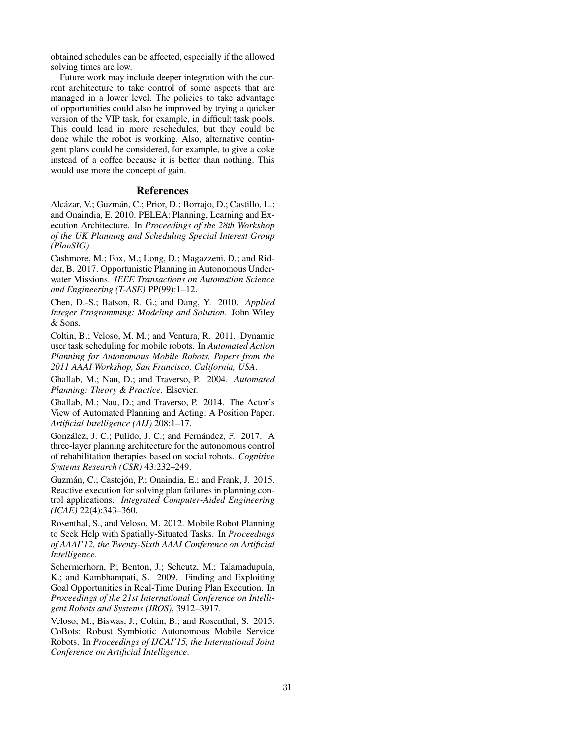obtained schedules can be affected, especially if the allowed solving times are low.

Future work may include deeper integration with the current architecture to take control of some aspects that are managed in a lower level. The policies to take advantage of opportunities could also be improved by trying a quicker version of the VIP task, for example, in difficult task pools. This could lead in more reschedules, but they could be done while the robot is working. Also, alternative contingent plans could be considered, for example, to give a coke instead of a coffee because it is better than nothing. This would use more the concept of gain.

## References

Alcázar, V.; Guzmán, C.; Prior, D.; Borrajo, D.; Castillo, L.; and Onaindia, E. 2010. PELEA: Planning, Learning and Execution Architecture. In *Proceedings of the 28th Workshop of the UK Planning and Scheduling Special Interest Group (PlanSIG)*.

Cashmore, M.; Fox, M.; Long, D.; Magazzeni, D.; and Ridder, B. 2017. Opportunistic Planning in Autonomous Underwater Missions. *IEEE Transactions on Automation Science and Engineering (T-ASE)* PP(99):1–12.

Chen, D.-S.; Batson, R. G.; and Dang, Y. 2010. *Applied Integer Programming: Modeling and Solution*. John Wiley & Sons.

Coltin, B.; Veloso, M. M.; and Ventura, R. 2011. Dynamic user task scheduling for mobile robots. In *Automated Action Planning for Autonomous Mobile Robots, Papers from the 2011 AAAI Workshop, San Francisco, California, USA*.

Ghallab, M.; Nau, D.; and Traverso, P. 2004. *Automated Planning: Theory & Practice*. Elsevier.

Ghallab, M.; Nau, D.; and Traverso, P. 2014. The Actor's View of Automated Planning and Acting: A Position Paper. *Artificial Intelligence (AIJ)* 208:1–17.

González, J. C.; Pulido, J. C.; and Fernández, F. 2017. A three-layer planning architecture for the autonomous control of rehabilitation therapies based on social robots. *Cognitive Systems Research (CSR)* 43:232–249.

Guzmán, C.; Castejón, P.; Onaindia, E.; and Frank, J. 2015. Reactive execution for solving plan failures in planning control applications. *Integrated Computer-Aided Engineering (ICAE)* 22(4):343–360.

Rosenthal, S., and Veloso, M. 2012. Mobile Robot Planning to Seek Help with Spatially-Situated Tasks. In *Proceedings of AAAI'12, the Twenty-Sixth AAAI Conference on Artificial Intelligence*.

Schermerhorn, P.; Benton, J.; Scheutz, M.; Talamadupula, K.; and Kambhampati, S. 2009. Finding and Exploiting Goal Opportunities in Real-Time During Plan Execution. In *Proceedings of the 21st International Conference on Intelligent Robots and Systems (IROS)*, 3912–3917.

Veloso, M.; Biswas, J.; Coltin, B.; and Rosenthal, S. 2015. CoBots: Robust Symbiotic Autonomous Mobile Service Robots. In *Proceedings of IJCAI'15, the International Joint Conference on Artificial Intelligence*.